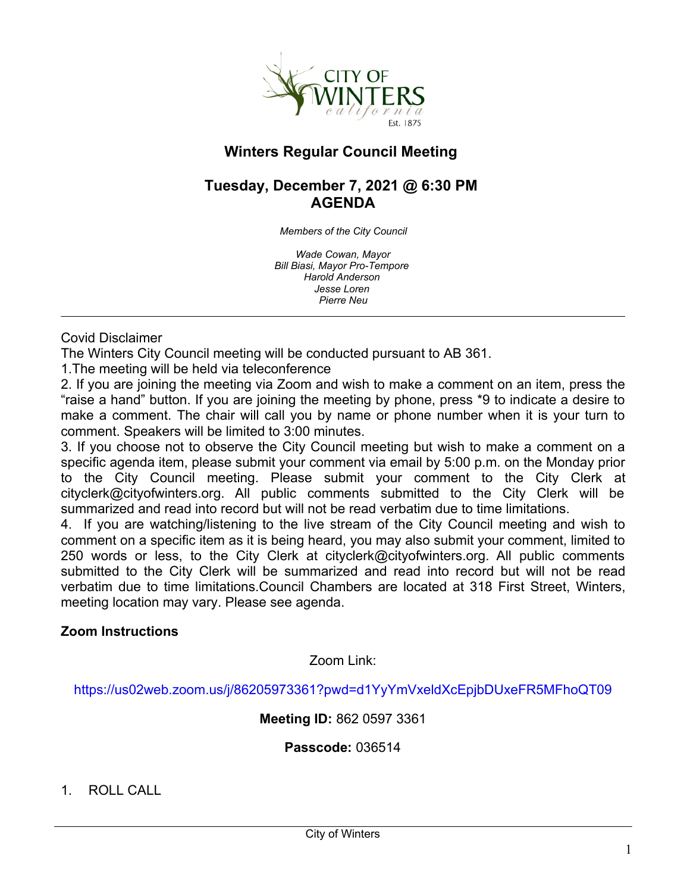# Winters Regular Council Meeting

## Tuesday, December 7, 2021 @ 6:30 PM
## AGENDA

*Members of the City Council*

*Wade Cowan, Mayor*
*Bill Biasi, Mayor Pro-Tempore*
*Harold Anderson*
*Jesse Loren*
*Pierre Neu*

---

Covid Disclaimer
The Winters City Council meeting will be conducted pursuant to AB 361.
1.The meeting will be held via teleconference
2. If you are joining the meeting via Zoom and wish to make a comment on an item, press the "raise a hand" button. If you are joining the meeting by phone, press *9 to indicate a desire to make a comment. The chair will call you by name or phone number when it is your turn to comment. Speakers will be limited to 3:00 minutes.
3. If you choose not to observe the City Council meeting but wish to make a comment on a specific agenda item, please submit your comment via email by 5:00 p.m. on the Monday prior to the City Council meeting. Please submit your comment to the City Clerk at cityclerk@cityofwinters.org. All public comments submitted to the City Clerk will be summarized and read into record but will not be read verbatim due to time limitations.
4. If you are watching/listening to the live stream of the City Council meeting and wish to comment on a specific item as it is being heard, you may also submit your comment, limited to 250 words or less, to the City Clerk at cityclerk@cityofwinters.org. All public comments submitted to the City Clerk will be summarized and read into record but will not be read verbatim due to time limitations.Council Chambers are located at 318 First Street, Winters, meeting location may vary. Please see agenda.

**Zoom Instructions**

Zoom Link:

https://us02web.zoom.us/j/86205973361?pwd=d1YyYmVxeldXcEpjbDUxeFR5MFhoQT09

**Meeting ID:** 862 0597 3361

**Passcode:** 036514

1. ROLL CALL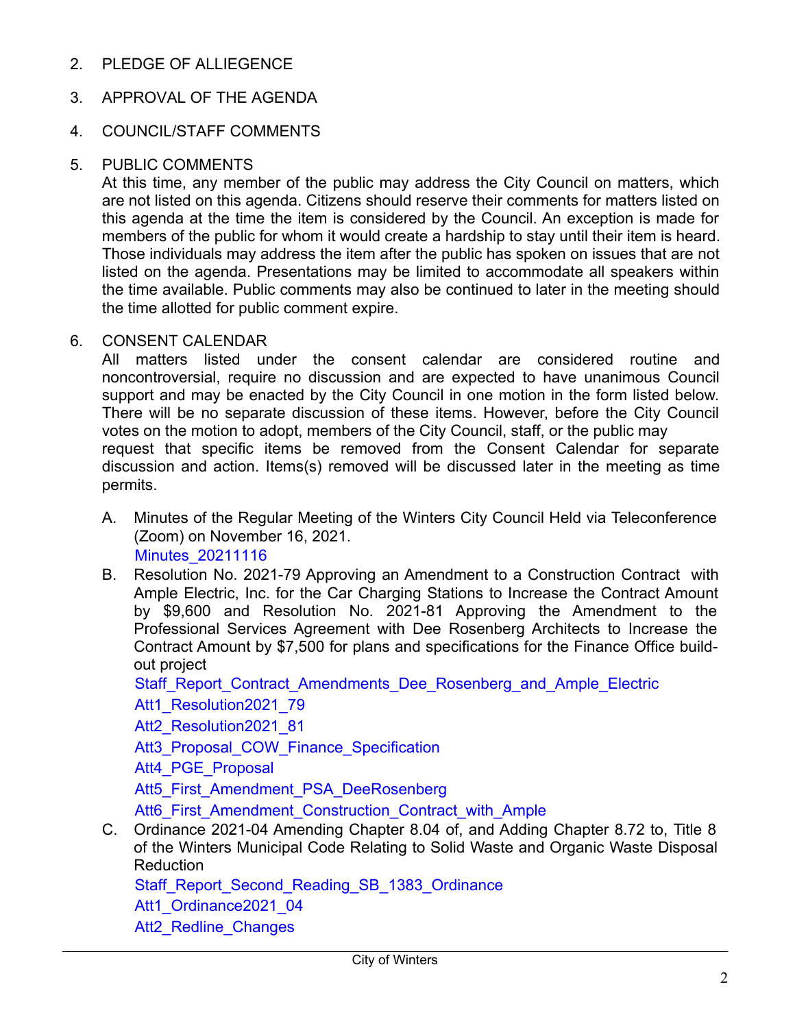2. PLEDGE OF ALLIEGENCE

3. APPROVAL OF THE AGENDA

4. COUNCIL/STAFF COMMENTS

5. PUBLIC COMMENTS

   At this time, any member of the public may address the City Council on matters, which are not listed on this agenda. Citizens should reserve their comments for matters listed on this agenda at the time the item is considered by the Council. An exception is made for members of the public for whom it would create a hardship to stay until their item is heard. Those individuals may address the item after the public has spoken on issues that are not listed on the agenda. Presentations may be limited to accommodate all speakers within the time available. Public comments may also be continued to later in the meeting should the time allotted for public comment expire.

6. CONSENT CALENDAR

   All matters listed under the consent calendar are considered routine and noncontroversial, require no discussion and are expected to have unanimous Council support and may be enacted by the City Council in one motion in the form listed below. There will be no separate discussion of these items. However, before the City Council votes on the motion to adopt, members of the City Council, staff, or the public may request that specific items be removed from the Consent Calendar for separate discussion and action. Items(s) removed will be discussed later in the meeting as time permits.

   A. Minutes of the Regular Meeting of the Winters City Council Held via Teleconference (Zoom) on November 16, 2021.
      Minutes_20211116

   B. Resolution No. 2021-79 Approving an Amendment to a Construction Contract with Ample Electric, Inc. for the Car Charging Stations to Increase the Contract Amount by $9,600 and Resolution No. 2021-81 Approving the Amendment to the Professional Services Agreement with Dee Rosenberg Architects to Increase the Contract Amount by $7,500 for plans and specifications for the Finance Office build-out project
      Staff_Report_Contract_Amendments_Dee_Rosenberg_and_Ample_Electric
      Att1_Resolution2021_79
      Att2_Resolution2021_81
      Att3_Proposal_COW_Finance_Specification
      Att4_PGE_Proposal
      Att5_First_Amendment_PSA_DeeRosenberg
      Att6_First_Amendment_Construction_Contract_with_Ample

   C. Ordinance 2021-04 Amending Chapter 8.04 of, and Adding Chapter 8.72 to, Title 8 of the Winters Municipal Code Relating to Solid Waste and Organic Waste Disposal Reduction
      Staff_Report_Second_Reading_SB_1383_Ordinance
      Att1_Ordinance2021_04
      Att2_Redline_Changes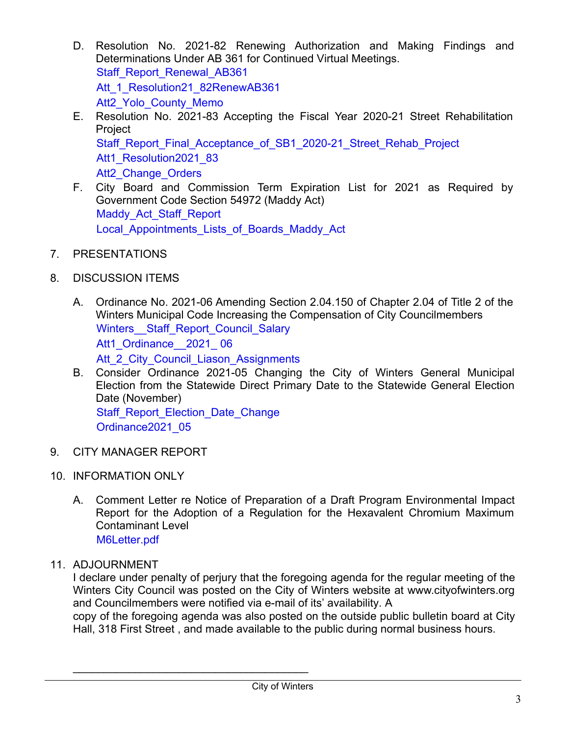D. Resolution No. 2021-82 Renewing Authorization and Making Findings and Determinations Under AB 361 for Continued Virtual Meetings.
   Staff_Report_Renewal_AB361
   Att_1_Resolution21_82RenewAB361
   Att2_Yolo_County_Memo

E. Resolution No. 2021-83 Accepting the Fiscal Year 2020-21 Street Rehabilitation Project
   Staff_Report_Final_Acceptance_of_SB1_2020-21_Street_Rehab_Project
   Att1_Resolution2021_83
   Att2_Change_Orders

F. City Board and Commission Term Expiration List for 2021 as Required by Government Code Section 54972 (Maddy Act)
   Maddy_Act_Staff_Report
   Local_Appointments_Lists_of_Boards_Maddy_Act

7. PRESENTATIONS

8. DISCUSSION ITEMS

   A. Ordinance No. 2021-06 Amending Section 2.04.150 of Chapter 2.04 of Title 2 of the Winters Municipal Code Increasing the Compensation of City Councilmembers
      Winters__Staff_Report_Council_Salary
      Att1_Ordinance__2021_ 06
      Att_2_City_Council_Liason_Assignments

   B. Consider Ordinance 2021-05 Changing the City of Winters General Municipal Election from the Statewide Direct Primary Date to the Statewide General Election Date (November)
      Staff_Report_Election_Date_Change
      Ordinance2021_05

9. CITY MANAGER REPORT

10. INFORMATION ONLY

   A. Comment Letter re Notice of Preparation of a Draft Program Environmental Impact Report for the Adoption of a Regulation for the Hexavalent Chromium Maximum Contaminant Level
      M6Letter.pdf

11. ADJOURNMENT

I declare under penalty of perjury that the foregoing agenda for the regular meeting of the Winters City Council was posted on the City of Winters website at www.cityofwinters.org and Councilmembers were notified via e-mail of its' availability. A copy of the foregoing agenda was also posted on the outside public bulletin board at City Hall, 318 First Street , and made available to the public during normal business hours.

\_\_\_\_\_\_\_\_\_\_\_\_\_\_\_\_\_\_\_\_\_\_\_\_\_\_\_\_\_\_\_\_\_\_\_\_\_\_\_\_

City of Winters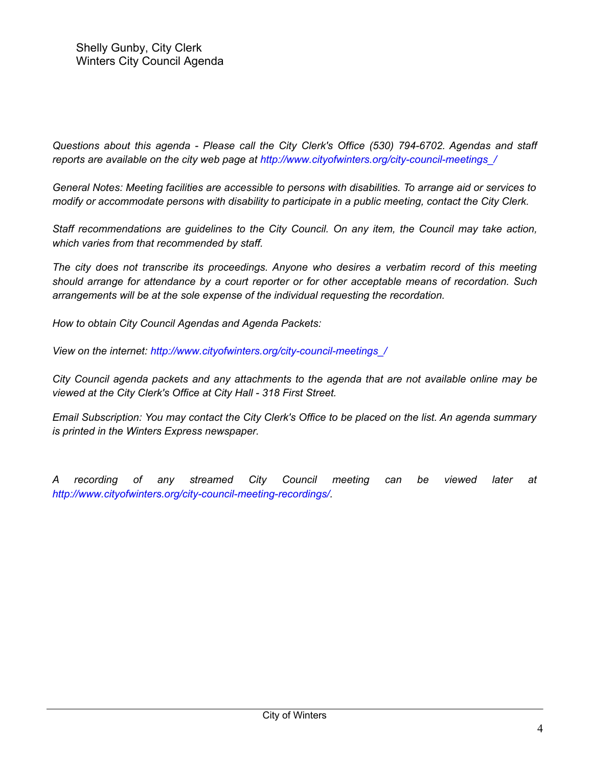Shelly Gunby, City Clerk
Winters City Council Agenda

*Questions about this agenda - Please call the City Clerk's Office (530) 794-6702. Agendas and staff reports are available on the city web page at http://www.cityofwinters.org/city-council-meetings_/*

*General Notes: Meeting facilities are accessible to persons with disabilities. To arrange aid or services to modify or accommodate persons with disability to participate in a public meeting, contact the City Clerk.*

*Staff recommendations are guidelines to the City Council. On any item, the Council may take action, which varies from that recommended by staff.*

*The city does not transcribe its proceedings. Anyone who desires a verbatim record of this meeting should arrange for attendance by a court reporter or for other acceptable means of recordation. Such arrangements will be at the sole expense of the individual requesting the recordation.*

*How to obtain City Council Agendas and Agenda Packets:*

*View on the internet: http://www.cityofwinters.org/city-council-meetings_/*

*City Council agenda packets and any attachments to the agenda that are not available online may be viewed at the City Clerk's Office at City Hall - 318 First Street.*

*Email Subscription: You may contact the City Clerk's Office to be placed on the list. An agenda summary is printed in the Winters Express newspaper.*

*A recording of any streamed City Council meeting can be viewed later at http://www.cityofwinters.org/city-council-meeting-recordings/.*